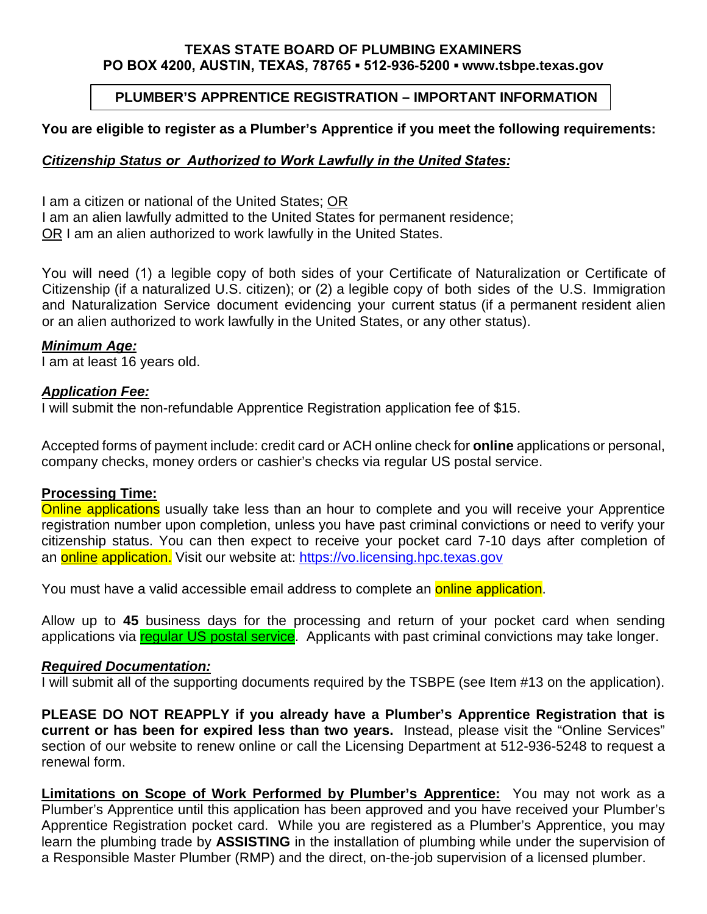**TEXAS STATE BOARD OF PLUMBING EXAMINERS**
**PO BOX 4200, AUSTIN, TEXAS, 78765 ▪ 512-936-5200 ▪ www.tsbpe.texas.gov**

## PLUMBER'S APPRENTICE REGISTRATION – IMPORTANT INFORMATION

**You are eligible to register as a Plumber's Apprentice if you meet the following requirements:**

***Citizenship Status or Authorized to Work Lawfully in the United States:***

I am a citizen or national of the United States; OR
I am an alien lawfully admitted to the United States for permanent residence;
OR I am an alien authorized to work lawfully in the United States.

You will need (1) a legible copy of both sides of your Certificate of Naturalization or Certificate of Citizenship (if a naturalized U.S. citizen); or (2) a legible copy of both sides of the U.S. Immigration and Naturalization Service document evidencing your current status (if a permanent resident alien or an alien authorized to work lawfully in the United States, or any other status).

***Minimum Age:***
I am at least 16 years old.

***Application Fee:***
I will submit the non-refundable Apprentice Registration application fee of $15.

Accepted forms of payment include: credit card or ACH online check for **online** applications or personal, company checks, money orders or cashier's checks via regular US postal service.

**Processing Time:**
Online applications usually take less than an hour to complete and you will receive your Apprentice registration number upon completion, unless you have past criminal convictions or need to verify your citizenship status. You can then expect to receive your pocket card 7-10 days after completion of an online application. Visit our website at: https://vo.licensing.hpc.texas.gov

You must have a valid accessible email address to complete an online application.

Allow up to **45** business days for the processing and return of your pocket card when sending applications via regular US postal service. Applicants with past criminal convictions may take longer.

***Required Documentation:***
I will submit all of the supporting documents required by the TSBPE (see Item #13 on the application).

**PLEASE DO NOT REAPPLY if you already have a Plumber's Apprentice Registration that is current or has been for expired less than two years.** Instead, please visit the "Online Services" section of our website to renew online or call the Licensing Department at 512-936-5248 to request a renewal form.

**Limitations on Scope of Work Performed by Plumber's Apprentice:** You may not work as a Plumber's Apprentice until this application has been approved and you have received your Plumber's Apprentice Registration pocket card. While you are registered as a Plumber's Apprentice, you may learn the plumbing trade by **ASSISTING** in the installation of plumbing while under the supervision of a Responsible Master Plumber (RMP) and the direct, on-the-job supervision of a licensed plumber.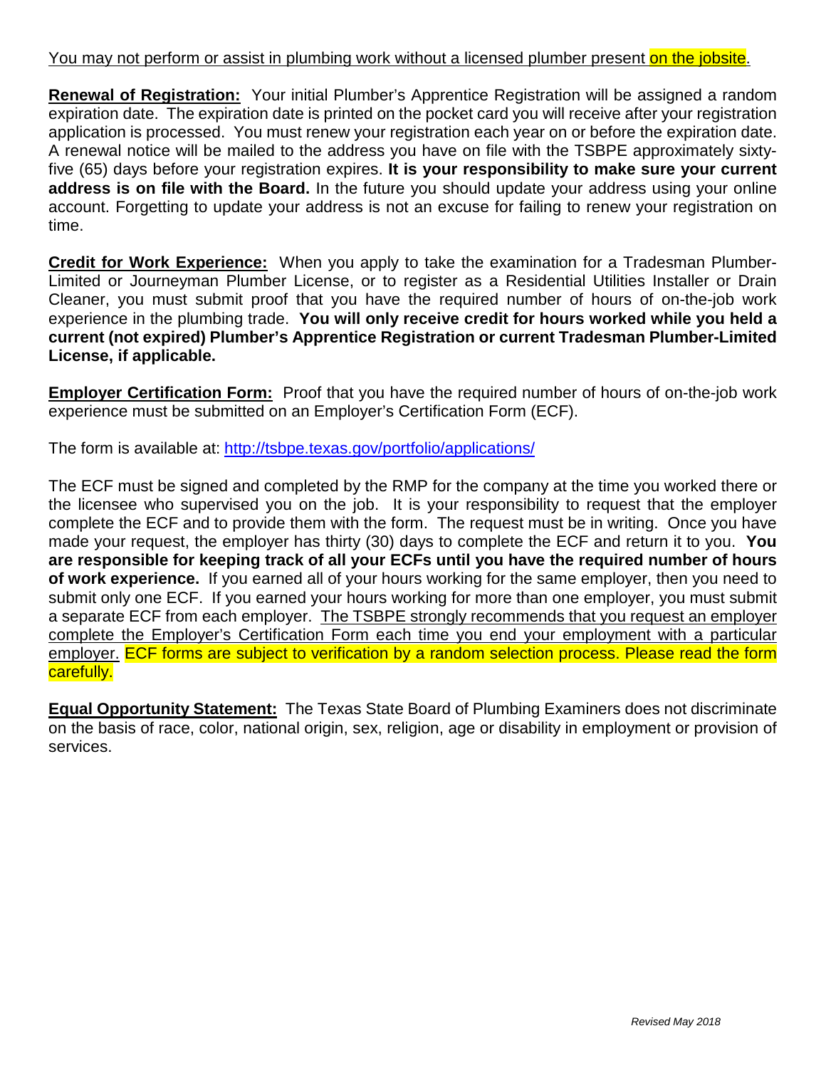You may not perform or assist in plumbing work without a licensed plumber present on the jobsite.

**Renewal of Registration:** Your initial Plumber's Apprentice Registration will be assigned a random expiration date. The expiration date is printed on the pocket card you will receive after your registration application is processed. You must renew your registration each year on or before the expiration date. A renewal notice will be mailed to the address you have on file with the TSBPE approximately sixty-five (65) days before your registration expires. **It is your responsibility to make sure your current address is on file with the Board.** In the future you should update your address using your online account. Forgetting to update your address is not an excuse for failing to renew your registration on time.

**Credit for Work Experience:** When you apply to take the examination for a Tradesman Plumber-Limited or Journeyman Plumber License, or to register as a Residential Utilities Installer or Drain Cleaner, you must submit proof that you have the required number of hours of on-the-job work experience in the plumbing trade. **You will only receive credit for hours worked while you held a current (not expired) Plumber's Apprentice Registration or current Tradesman Plumber-Limited License, if applicable.**

**Employer Certification Form:** Proof that you have the required number of hours of on-the-job work experience must be submitted on an Employer's Certification Form (ECF).

The form is available at: [http://tsbpe.texas.gov/portfolio/applications/](http://tsbpe.texas.gov/portfolio/applications/)

The ECF must be signed and completed by the RMP for the company at the time you worked there or the licensee who supervised you on the job. It is your responsibility to request that the employer complete the ECF and to provide them with the form. The request must be in writing. Once you have made your request, the employer has thirty (30) days to complete the ECF and return it to you. **You are responsible for keeping track of all your ECFs until you have the required number of hours of work experience.** If you earned all of your hours working for the same employer, then you need to submit only one ECF. If you earned your hours working for more than one employer, you must submit a separate ECF from each employer. The TSBPE strongly recommends that you request an employer complete the Employer's Certification Form each time you end your employment with a particular employer. ECF forms are subject to verification by a random selection process. Please read the form carefully.

**Equal Opportunity Statement:** The Texas State Board of Plumbing Examiners does not discriminate on the basis of race, color, national origin, sex, religion, age or disability in employment or provision of services.

*Revised May 2018*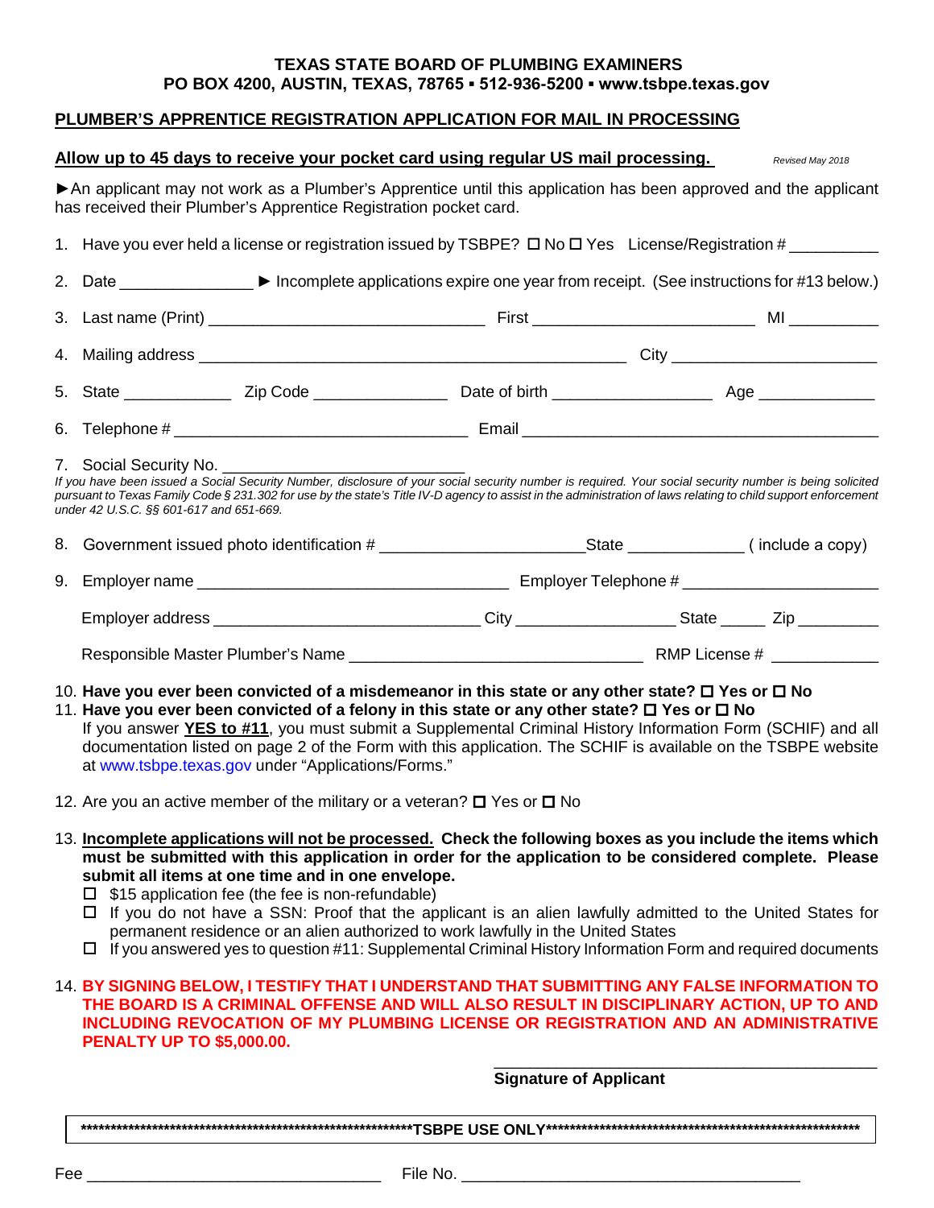**TEXAS STATE BOARD OF PLUMBING EXAMINERS**
**PO BOX 4200, AUSTIN, TEXAS, 78765 ▪ 512-936-5200 ▪ www.tsbpe.texas.gov**

## PLUMBER'S APPRENTICE REGISTRATION APPLICATION FOR MAIL IN PROCESSING

**Allow up to 45 days to receive your pocket card using regular US mail processing.** *Revised May 2018*

►An applicant may not work as a Plumber's Apprentice until this application has been approved and the applicant has received their Plumber's Apprentice Registration pocket card.

1. Have you ever held a license or registration issued by TSBPE? ☐ No ☐ Yes License/Registration # __________
2. Date _______________ ► Incomplete applications expire one year from receipt. (See instructions for #13 below.)
3. Last name (Print) ______________________________ First ________________________ MI __________
4. Mailing address ______________________________________________ City ______________________
5. State ____________ Zip Code _______________ Date of birth _________________ Age _____________
6. Telephone # ________________________________ Email ________________________________________
7. Social Security No. ___________________________
   *If you have been issued a Social Security Number, disclosure of your social security number is required. Your social security number is being solicited pursuant to Texas Family Code § 231.302 for use by the state's Title IV-D agency to assist in the administration of laws relating to child support enforcement under 42 U.S.C. §§ 601-617 and 651-669.*
8. Government issued photo identification # ______________________State _____________ ( include a copy)
9. Employer name ___________________________________ Employer Telephone # ______________________

   Employer address ____________________________ City _________________ State _____ Zip _________

   Responsible Master Plumber's Name ________________________________ RMP License # ____________
10. **Have you ever been convicted of a misdemeanor in this state or any other state? ☐ Yes or ☐ No**
11. **Have you ever been convicted of a felony in this state or any other state? ☐ Yes or ☐ No**
    If you answer **YES to #11**, you must submit a Supplemental Criminal History Information Form (SCHIF) and all documentation listed on page 2 of the Form with this application. The SCHIF is available on the TSBPE website at www.tsbpe.texas.gov under "Applications/Forms."
12. Are you an active member of the military or a veteran? ☐ Yes or ☐ No
13. **Incomplete applications will not be processed. Check the following boxes as you include the items which must be submitted with this application in order for the application to be considered complete. Please submit all items at one time and in one envelope.**
    - ☐ $15 application fee (the fee is non-refundable)
    - ☐ If you do not have a SSN: Proof that the applicant is an alien lawfully admitted to the United States for permanent residence or an alien authorized to work lawfully in the United States
    - ☐ If you answered yes to question #11: Supplemental Criminal History Information Form and required documents
14. **BY SIGNING BELOW, I TESTIFY THAT I UNDERSTAND THAT SUBMITTING ANY FALSE INFORMATION TO THE BOARD IS A CRIMINAL OFFENSE AND WILL ALSO RESULT IN DISCIPLINARY ACTION, UP TO AND INCLUDING REVOCATION OF MY PLUMBING LICENSE OR REGISTRATION AND AN ADMINISTRATIVE PENALTY UP TO $5,000.00.**

_________________________________________
**Signature of Applicant**

**************************************************************TSBPE USE ONLY**********************************************************

Fee _________________________________ File No. ______________________________________